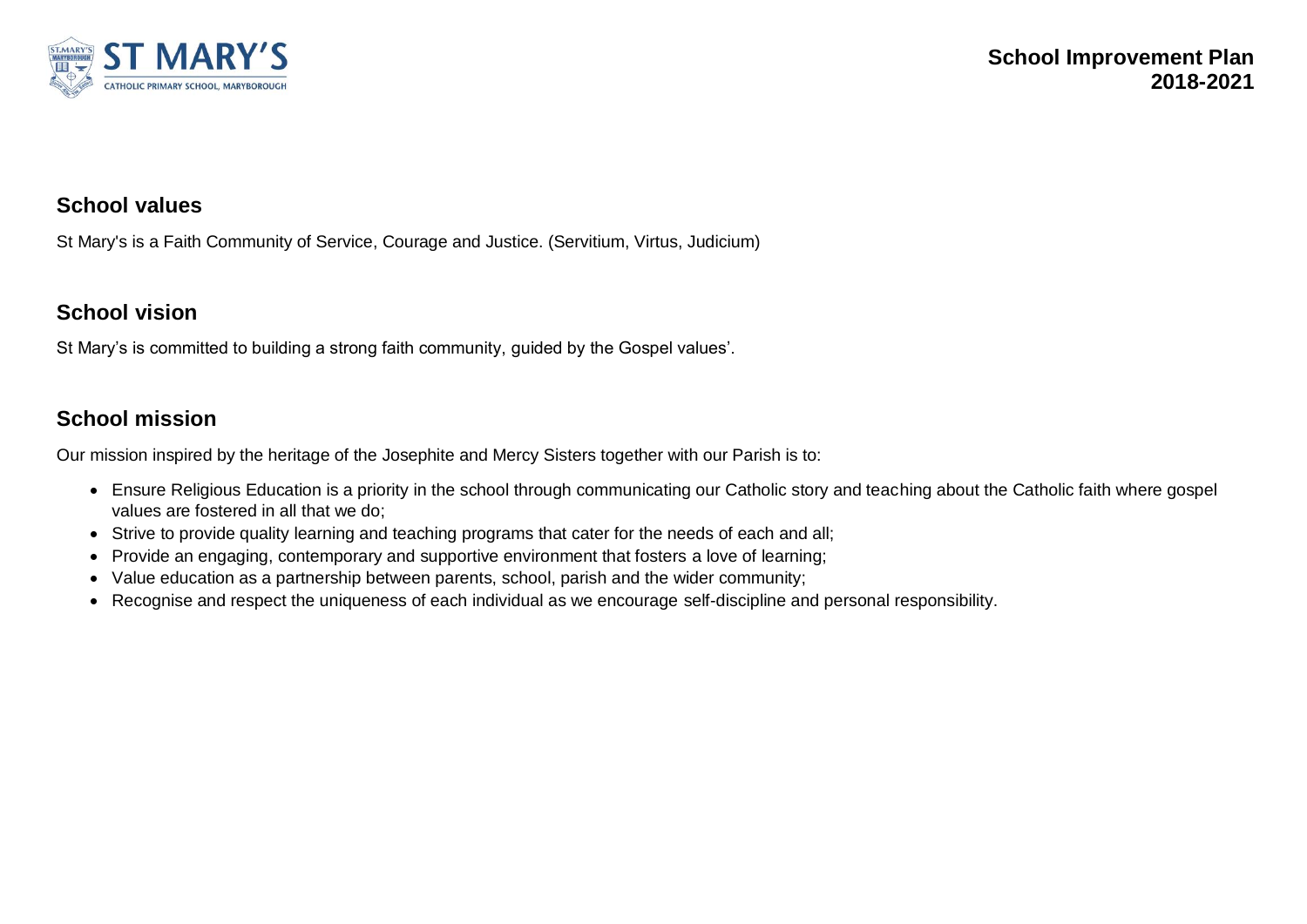# School Improvement Plan 2018-2021

## School values

St Mary's is a Faith Community of Service, Courage and Justice. (Servitium, Virtus, Judicium)

## School vision

St Mary's is committed to building a strong faith community, guided by the Gospel values'.

## School mission

Our mission inspired by the heritage of the Josephite and Mercy Sisters together with our Parish is to:

- Ensure Religious Education is a priority in the school through communicating our Catholic story and teaching about the Catholic faith where gospel values are fostered in all that we do;
- Strive to provide quality learning and teaching programs that cater for the needs of each and all;
- Provide an engaging, contemporary and supportive environment that fosters a love of learning;
- Value education as a partnership between parents, school, parish and the wider community;
- Recognise and respect the uniqueness of each individual as we encourage self-discipline and personal responsibility.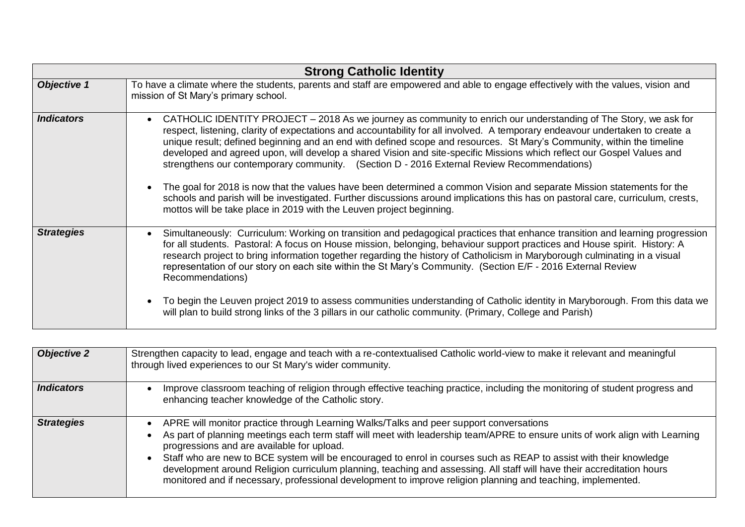| Strong Catholic Identity | |
|---|---|
| ***Objective 1*** | To have a climate where the students, parents and staff are empowered and able to engage effectively with the values, vision and mission of St Mary's primary school. |
| ***Indicators*** | • CATHOLIC IDENTITY PROJECT – 2018 As we journey as community to enrich our understanding of The Story, we ask for respect, listening, clarity of expectations and accountability for all involved. A temporary endeavour undertaken to create a unique result; defined beginning and an end with defined scope and resources. St Mary's Community, within the timeline developed and agreed upon, will develop a shared Vision and site-specific Missions which reflect our Gospel Values and strengthens our contemporary community. (Section D - 2016 External Review Recommendations)<br><br>• The goal for 2018 is now that the values have been determined a common Vision and separate Mission statements for the schools and parish will be investigated. Further discussions around implications this has on pastoral care, curriculum, crests, mottos will be take place in 2019 with the Leuven project beginning. |
| ***Strategies*** | • Simultaneously: Curriculum: Working on transition and pedagogical practices that enhance transition and learning progression for all students. Pastoral: A focus on House mission, belonging, behaviour support practices and House spirit. History: A research project to bring information together regarding the history of Catholicism in Maryborough culminating in a visual representation of our story on each site within the St Mary's Community. (Section E/F - 2016 External Review Recommendations)<br><br>• To begin the Leuven project 2019 to assess communities understanding of Catholic identity in Maryborough. From this data we will plan to build strong links of the 3 pillars in our catholic community. (Primary, College and Parish) |

| ***Objective 2*** | Strengthen capacity to lead, engage and teach with a re-contextualised Catholic world-view to make it relevant and meaningful through lived experiences to our St Mary's wider community. |
|---|---|
| ***Indicators*** | • Improve classroom teaching of religion through effective teaching practice, including the monitoring of student progress and enhancing teacher knowledge of the Catholic story. |
| ***Strategies*** | • APRE will monitor practice through Learning Walks/Talks and peer support conversations<br>• As part of planning meetings each term staff will meet with leadership team/APRE to ensure units of work align with Learning progressions and are available for upload.<br>• Staff who are new to BCE system will be encouraged to enrol in courses such as REAP to assist with their knowledge development around Religion curriculum planning, teaching and assessing. All staff will have their accreditation hours monitored and if necessary, professional development to improve religion planning and teaching, implemented. |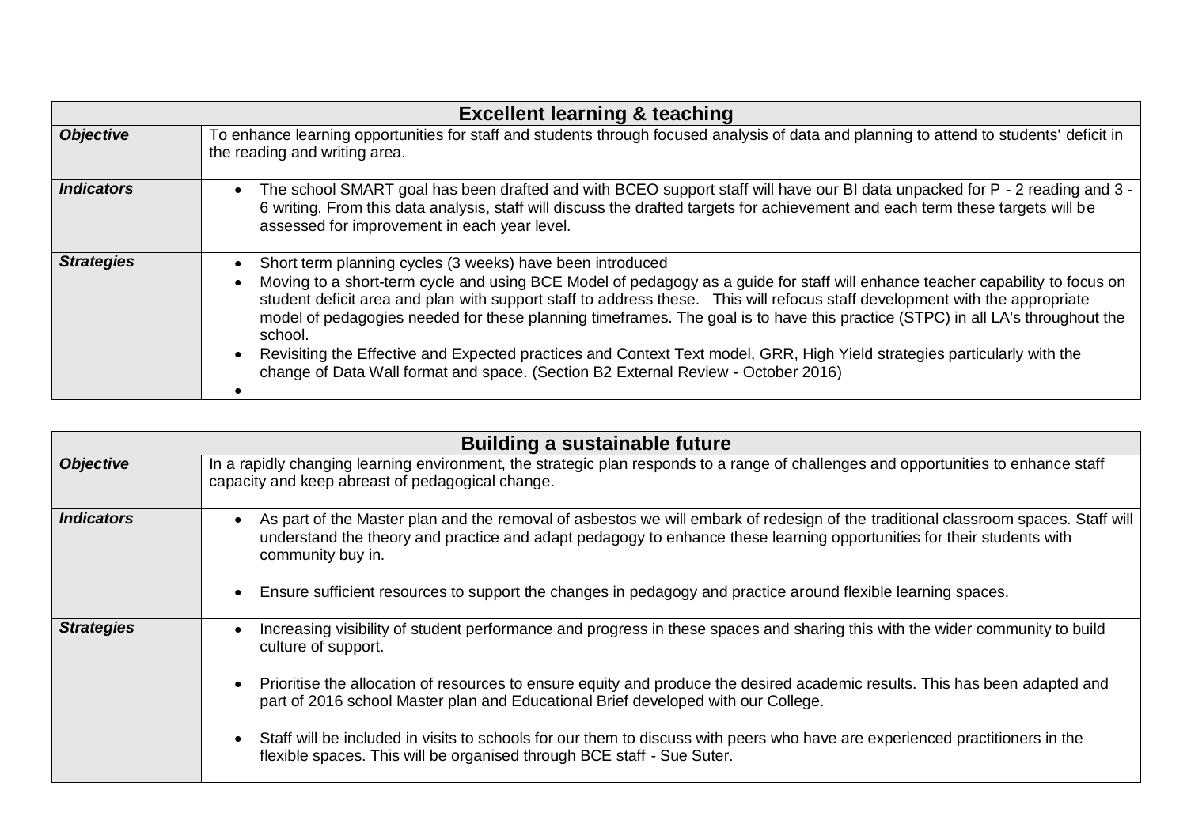| Excellent learning & teaching | |
|---|---|
| ***Objective*** | To enhance learning opportunities for staff and students through focused analysis of data and planning to attend to students' deficit in the reading and writing area. |
| ***Indicators*** | • The school SMART goal has been drafted and with BCEO support staff will have our BI data unpacked for P - 2 reading and 3 - 6 writing. From this data analysis, staff will discuss the drafted targets for achievement and each term these targets will be assessed for improvement in each year level. |
| ***Strategies*** | • Short term planning cycles (3 weeks) have been introduced<br>• Moving to a short-term cycle and using BCE Model of pedagogy as a guide for staff will enhance teacher capability to focus on student deficit area and plan with support staff to address these. This will refocus staff development with the appropriate model of pedagogies needed for these planning timeframes. The goal is to have this practice (STPC) in all LA's throughout the school.<br>• Revisiting the Effective and Expected practices and Context Text model, GRR, High Yield strategies particularly with the change of Data Wall format and space. (Section B2 External Review - October 2016)<br>• |

| Building a sustainable future | |
|---|---|
| ***Objective*** | In a rapidly changing learning environment, the strategic plan responds to a range of challenges and opportunities to enhance staff capacity and keep abreast of pedagogical change. |
| ***Indicators*** | • As part of the Master plan and the removal of asbestos we will embark of redesign of the traditional classroom spaces. Staff will understand the theory and practice and adapt pedagogy to enhance these learning opportunities for their students with community buy in.<br>• Ensure sufficient resources to support the changes in pedagogy and practice around flexible learning spaces. |
| ***Strategies*** | • Increasing visibility of student performance and progress in these spaces and sharing this with the wider community to build culture of support.<br>• Prioritise the allocation of resources to ensure equity and produce the desired academic results. This has been adapted and part of 2016 school Master plan and Educational Brief developed with our College.<br>• Staff will be included in visits to schools for our them to discuss with peers who have are experienced practitioners in the flexible spaces. This will be organised through BCE staff - Sue Suter. |